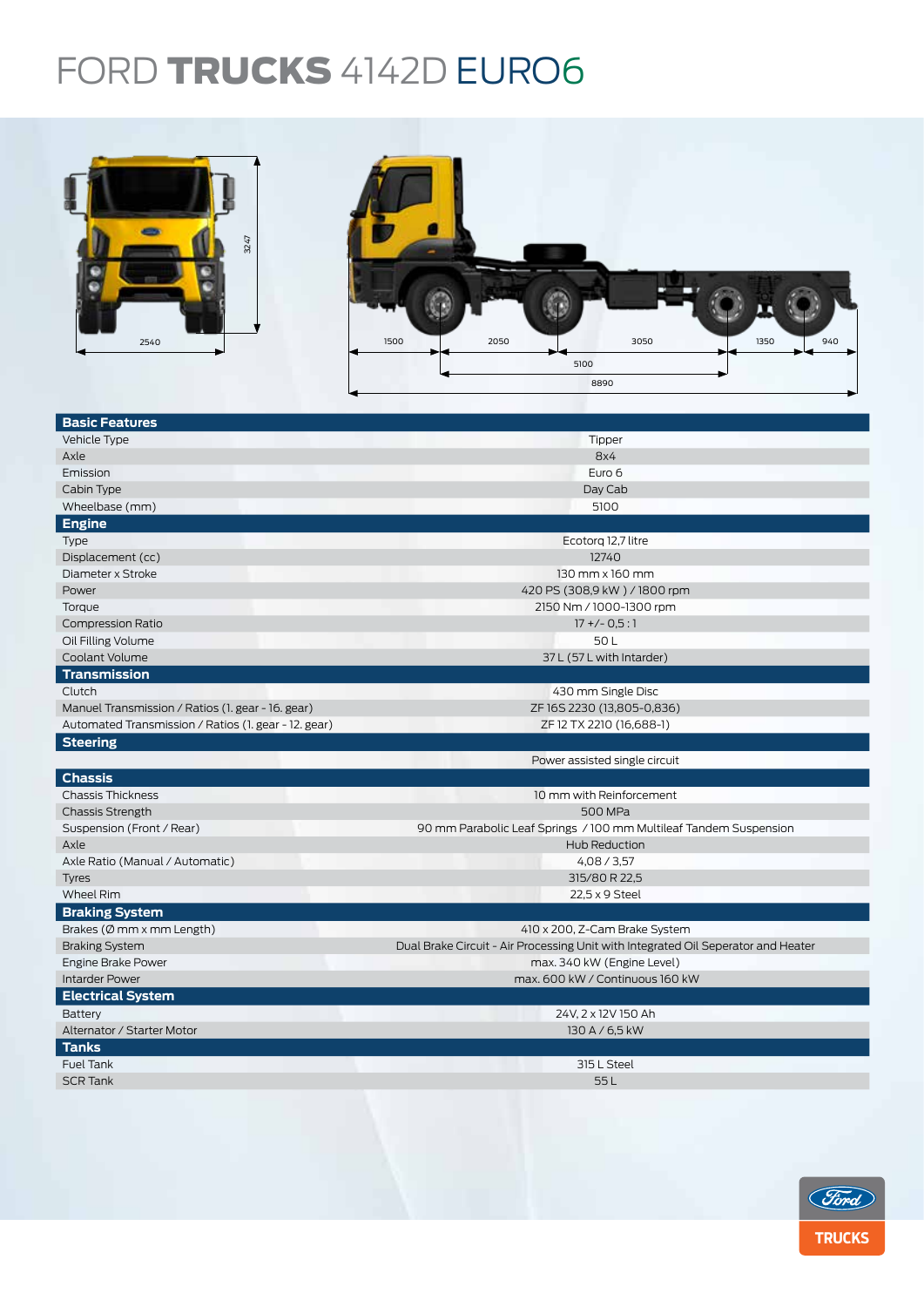# FORD **TRUCKS** 4142D EURO6

2540

3247

1500 | 2050 | 3050 | 1350 | 940

5100

8890

| **Basic Features** | |
|---|---|
| Vehicle Type | Tipper |
| Axle | 8x4 |
| Emission | Euro 6 |
| Cabin Type | Day Cab |
| Wheelbase (mm) | 5100 |
| **Engine** | |
| Type | Ecotorq 12,7 litre |
| Displacement (cc) | 12740 |
| Diameter x Stroke | 130 mm x 160 mm |
| Power | 420 PS (308,9 kW ) / 1800 rpm |
| Torque | 2150 Nm / 1000-1300 rpm |
| Compression Ratio | 17 +/- 0,5 : 1 |
| Oil Filling Volume | 50 L |
| Coolant Volume | 37 L (57 L with Intarder) |
| **Transmission** | |
| Clutch | 430 mm Single Disc |
| Manuel Transmission / Ratios (1. gear - 16. gear) | ZF 16S 2230 (13,805-0,836) |
| Automated Transmission / Ratios (1. gear - 12. gear) | ZF 12 TX 2210 (16,688-1) |
| **Steering** | |
| | Power assisted single circuit |
| **Chassis** | |
| Chassis Thickness | 10 mm with Reinforcement |
| Chassis Strength | 500 MPa |
| Suspension (Front / Rear) | 90 mm Parabolic Leaf Springs / 100 mm Multileaf Tandem Suspension |
| Axle | Hub Reduction |
| Axle Ratio (Manual / Automatic) | 4,08 / 3,57 |
| Tyres | 315/80 R 22,5 |
| Wheel Rim | 22,5 x 9 Steel |
| **Braking System** | |
| Brakes (Ø mm x mm Length) | 410 x 200, Z-Cam Brake System |
| Braking System | Dual Brake Circuit - Air Processing Unit with Integrated Oil Seperator and Heater |
| Engine Brake Power | max. 340 kW (Engine Level) |
| Interder Power | max. 600 kW / Continuous 160 kW |
| **Electrical System** | |
| Battery | 24V, 2 x 12V 150 Ah |
| Alternator / Starter Motor | 130 A / 6,5 kW |
| **Tanks** | |
| Fuel Tank | 315 L Steel |
| SCR Tank | 55 L |

Ford TRUCKS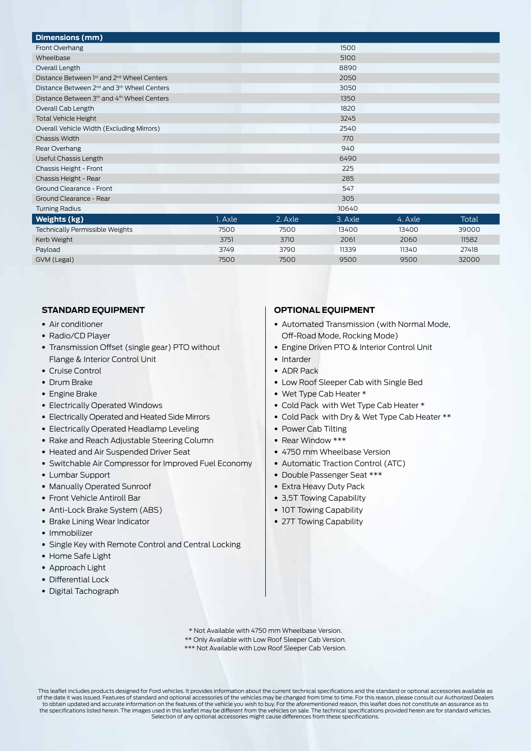| Dimensions (mm) | | | | | |
|---|---|---|---|---|---|
| Front Overhang | | | 1500 | | |
| Wheelbase | | | 5100 | | |
| Overall Length | | | 8890 | | |
| Distance Between 1st and 2nd Wheel Centers | | | 2050 | | |
| Distance Between 2nd and 3th Wheel Centers | | | 3050 | | |
| Distance Between 3th and 4th Wheel Centers | | | 1350 | | |
| Overall Cab Length | | | 1820 | | |
| Total Vehicle Height | | | 3245 | | |
| Overall Vehicle Width (Excluding Mirrors) | | | 2540 | | |
| Chassis Width | | | 770 | | |
| Rear Overhang | | | 940 | | |
| Useful Chassis Length | | | 6490 | | |
| Chassis Height - Front | | | 225 | | |
| Chassis Height - Rear | | | 285 | | |
| Ground Clearance - Front | | | 547 | | |
| Ground Clearance - Rear | | | 305 | | |
| Turning Radius | | | 10640 | | |
| **Weights (kg)** | **1. Axle** | **2. Axle** | **3. Axle** | **4. Axle** | **Total** |
| Technically Permissible Weights | 7500 | 7500 | 13400 | 13400 | 39000 |
| Kerb Weight | 3751 | 3710 | 2061 | 2060 | 11582 |
| Payload | 3749 | 3790 | 11339 | 11340 | 27418 |
| GVM (Legal) | 7500 | 7500 | 9500 | 9500 | 32000 |

## STANDARD EQUIPMENT

- Air conditioner
- Radio/CD Player
- Transmission Offset (single gear) PTO without Flange & Interior Control Unit
- Cruise Control
- Drum Brake
- Engine Brake
- Electrically Operated Windows
- Electrically Operated and Heated Side Mirrors
- Electrically Operated Headlamp Leveling
- Rake and Reach Adjustable Steering Column
- Heated and Air Suspended Driver Seat
- Switchable Air Compressor for Improved Fuel Economy
- Lumbar Support
- Manually Operated Sunroof
- Front Vehicle Antiroll Bar
- Anti-Lock Brake System (ABS)
- Brake Lining Wear Indicator
- Immobilizer
- Single Key with Remote Control and Central Locking
- Home Safe Light
- Approach Light
- Differential Lock
- Digital Tachograph

## OPTIONAL EQUIPMENT

- Automated Transmission (with Normal Mode, Off-Road Mode, Rocking Mode)
- Engine Driven PTO & Interior Control Unit
- Intarder
- ADR Pack
- Low Roof Sleeper Cab with Single Bed
- Wet Type Cab Heater *
- Cold Pack with Wet Type Cab Heater *
- Cold Pack with Dry & Wet Type Cab Heater **
- Power Cab Tilting
- Rear Window ***
- 4750 mm Wheelbase Version
- Automatic Traction Control (ATC)
- Double Passenger Seat ***
- Extra Heavy Duty Pack
- 3,5T Towing Capability
- 10T Towing Capability
- 27T Towing Capability

\* Not Available with 4750 mm Wheelbase Version.
** Only Available with Low Roof Sleeper Cab Version.
*** Not Available with Low Roof Sleeper Cab Version.

This leaflet includes products designed for Ford vehicles. It provides information about the current technical specifications and the standard or optional accessories available as of the date it was issued. Features of standard and optional accessories of the vehicles may be changed from time to time. For this reason, please consult our Authorized Dealers to obtain updated and accurate information on the features of the vehicle you wish to buy. For the aforementioned reason, this leaflet does not constitute an assurance as to the specifications listed herein. The images used in this leaflet may be different from the vehicles on sale. The technical specifications provided herein are for standard vehicles. Selection of any optional accessories might cause differences from these specifications.